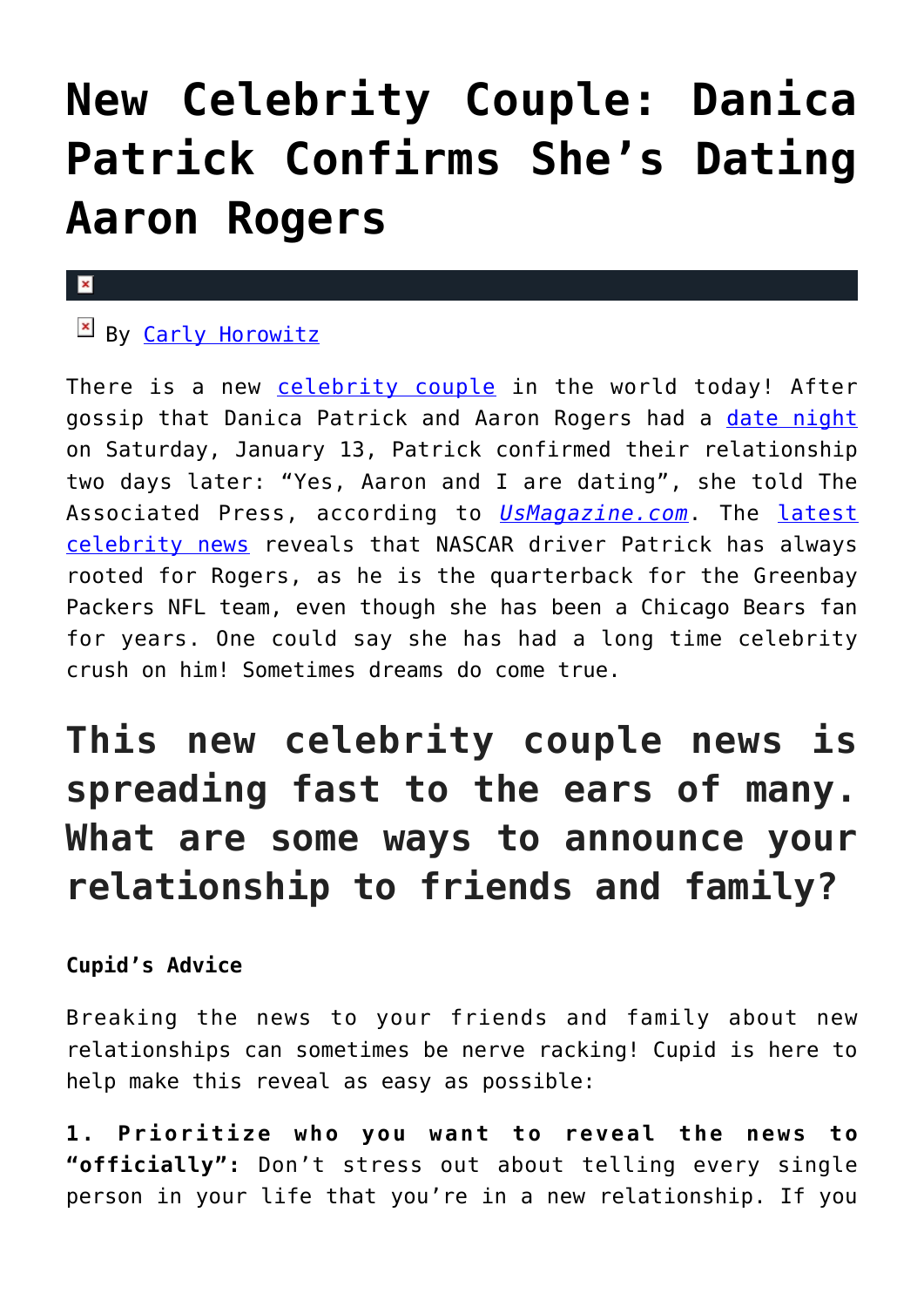# New Celebrity Couple: Danica Patrick Confirms She's Dating Aaron Rogers

By Carly Horowitz

There is a new celebrity couple in the world today! After gossip that Danica Patrick and Aaron Rogers had a date night on Saturday, January 13, Patrick confirmed their relationship two days later: "Yes, Aaron and I are dating", she told The Associated Press, according to *UsMagazine.com*. The latest celebrity news reveals that NASCAR driver Patrick has always rooted for Rogers, as he is the quarterback for the Greenbay Packers NFL team, even though she has been a Chicago Bears fan for years. One could say she has had a long time celebrity crush on him! Sometimes dreams do come true.

## This new celebrity couple news is spreading fast to the ears of many. What are some ways to announce your relationship to friends and family?

**Cupid's Advice**

Breaking the news to your friends and family about new relationships can sometimes be nerve racking! Cupid is here to help make this reveal as easy as possible:

**1. Prioritize who you want to reveal the news to "officially":** Don't stress out about telling every single person in your life that you're in a new relationship. If you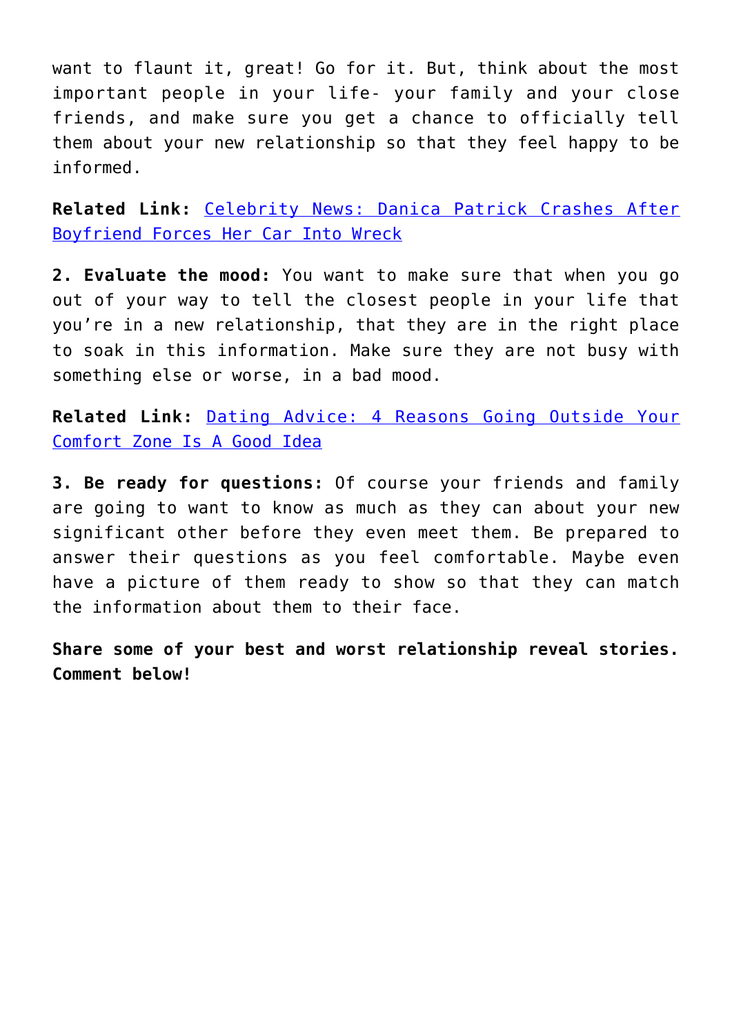want to flaunt it, great! Go for it. But, think about the most important people in your life- your family and your close friends, and make sure you get a chance to officially tell them about your new relationship so that they feel happy to be informed.

**Related Link:** [Celebrity News: Danica Patrick Crashes After Boyfriend Forces Her Car Into Wreck]()

**2. Evaluate the mood:** You want to make sure that when you go out of your way to tell the closest people in your life that you're in a new relationship, that they are in the right place to soak in this information. Make sure they are not busy with something else or worse, in a bad mood.

**Related Link:** [Dating Advice: 4 Reasons Going Outside Your Comfort Zone Is A Good Idea]()

**3. Be ready for questions:** Of course your friends and family are going to want to know as much as they can about your new significant other before they even meet them. Be prepared to answer their questions as you feel comfortable. Maybe even have a picture of them ready to show so that they can match the information about them to their face.

**Share some of your best and worst relationship reveal stories. Comment below!**